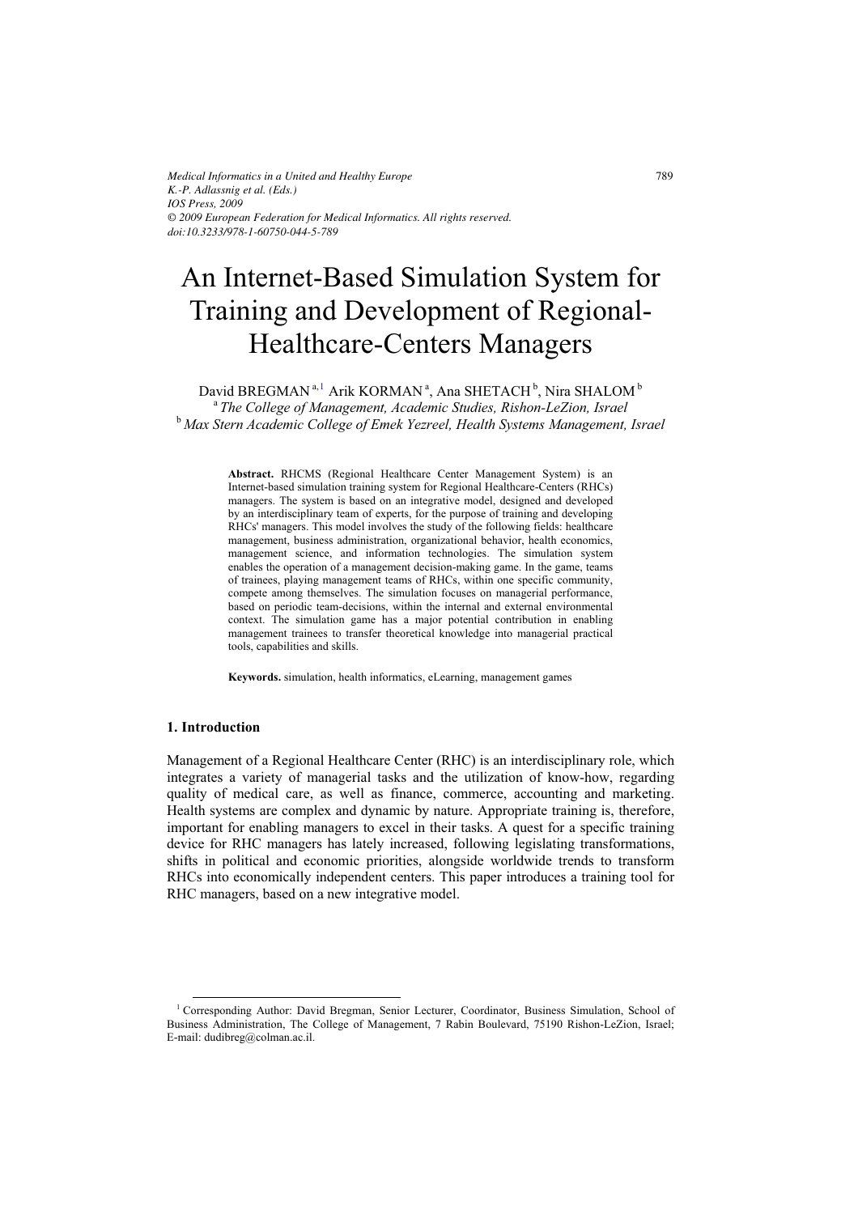# An Internet-Based Simulation System for Training and Development of Regional-Healthcare-Centers Managers

David BREGMAN[a,1] Arik KORMAN[a], Ana SHETACH[b], Nira SHALOM[b]

[a] *The College of Management, Academic Studies, Rishon-LeZion, Israel*

[b] *Max Stern Academic College of Emek Yezreel, Health Systems Management, Israel*

**Abstract.** RHCMS (Regional Healthcare Center Management System) is an Internet-based simulation training system for Regional Healthcare-Centers (RHCs) managers. The system is based on an integrative model, designed and developed by an interdisciplinary team of experts, for the purpose of training and developing RHCs' managers. This model involves the study of the following fields: healthcare management, business administration, organizational behavior, health economics, management science, and information technologies. The simulation system enables the operation of a management decision-making game. In the game, teams of trainees, playing management teams of RHCs, within one specific community, compete among themselves. The simulation focuses on managerial performance, based on periodic team-decisions, within the internal and external environmental context. The simulation game has a major potential contribution in enabling management trainees to transfer theoretical knowledge into managerial practical tools, capabilities and skills.

**Keywords.** simulation, health informatics, eLearning, management games

## 1. Introduction

Management of a Regional Healthcare Center (RHC) is an interdisciplinary role, which integrates a variety of managerial tasks and the utilization of know-how, regarding quality of medical care, as well as finance, commerce, accounting and marketing. Health systems are complex and dynamic by nature. Appropriate training is, therefore, important for enabling managers to excel in their tasks. A quest for a specific training device for RHC managers has lately increased, following legislating transformations, shifts in political and economic priorities, alongside worldwide trends to transform RHCs into economically independent centers. This paper introduces a training tool for RHC managers, based on a new integrative model.

[1] Corresponding Author: David Bregman, Senior Lecturer, Coordinator, Business Simulation, School of Business Administration, The College of Management, 7 Rabin Boulevard, 75190 Rishon-LeZion, Israel; E-mail: dudibreg@colman.ac.il.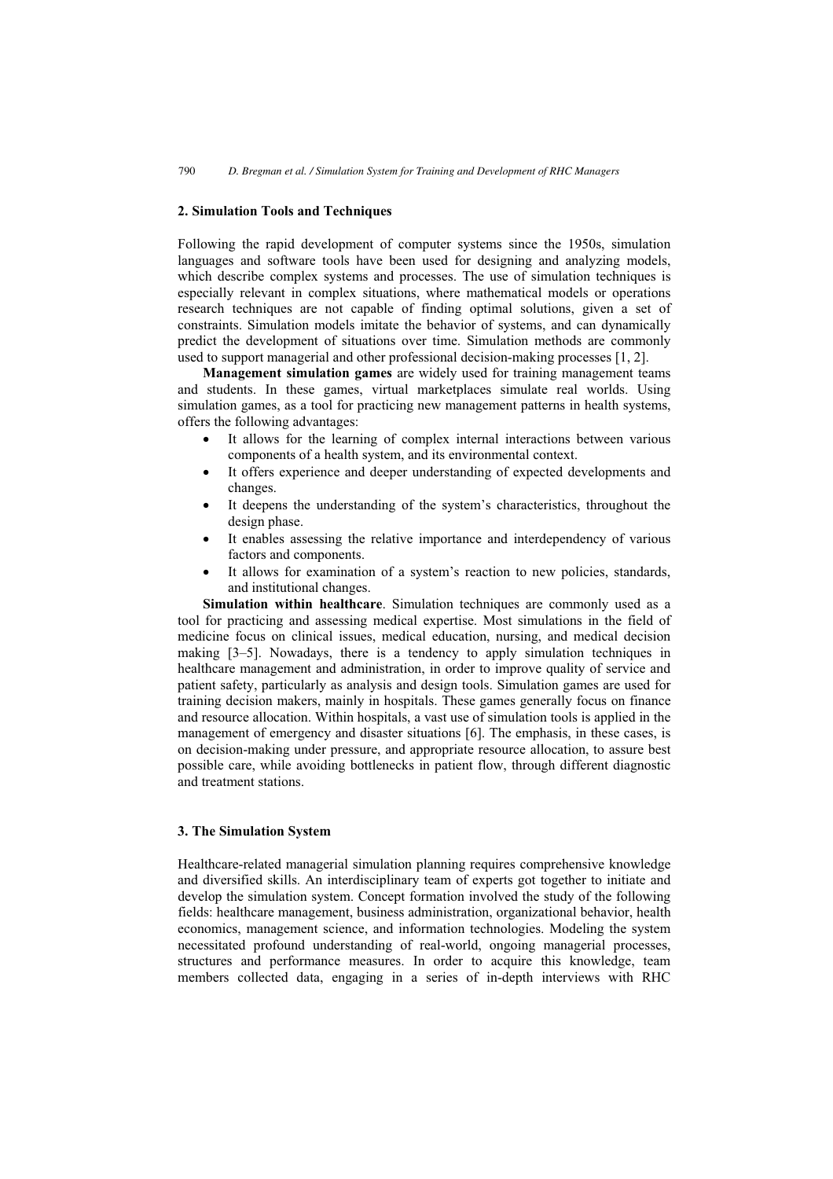## 2. Simulation Tools and Techniques

Following the rapid development of computer systems since the 1950s, simulation languages and software tools have been used for designing and analyzing models, which describe complex systems and processes. The use of simulation techniques is especially relevant in complex situations, where mathematical models or operations research techniques are not capable of finding optimal solutions, given a set of constraints. Simulation models imitate the behavior of systems, and can dynamically predict the development of situations over time. Simulation methods are commonly used to support managerial and other professional decision-making processes [1, 2].

**Management simulation games** are widely used for training management teams and students. In these games, virtual marketplaces simulate real worlds. Using simulation games, as a tool for practicing new management patterns in health systems, offers the following advantages:

- It allows for the learning of complex internal interactions between various components of a health system, and its environmental context.
- It offers experience and deeper understanding of expected developments and changes.
- It deepens the understanding of the system's characteristics, throughout the design phase.
- It enables assessing the relative importance and interdependency of various factors and components.
- It allows for examination of a system's reaction to new policies, standards, and institutional changes.

**Simulation within healthcare**. Simulation techniques are commonly used as a tool for practicing and assessing medical expertise. Most simulations in the field of medicine focus on clinical issues, medical education, nursing, and medical decision making [3–5]. Nowadays, there is a tendency to apply simulation techniques in healthcare management and administration, in order to improve quality of service and patient safety, particularly as analysis and design tools. Simulation games are used for training decision makers, mainly in hospitals. These games generally focus on finance and resource allocation. Within hospitals, a vast use of simulation tools is applied in the management of emergency and disaster situations [6]. The emphasis, in these cases, is on decision-making under pressure, and appropriate resource allocation, to assure best possible care, while avoiding bottlenecks in patient flow, through different diagnostic and treatment stations.

## 3. The Simulation System

Healthcare-related managerial simulation planning requires comprehensive knowledge and diversified skills. An interdisciplinary team of experts got together to initiate and develop the simulation system. Concept formation involved the study of the following fields: healthcare management, business administration, organizational behavior, health economics, management science, and information technologies. Modeling the system necessitated profound understanding of real-world, ongoing managerial processes, structures and performance measures. In order to acquire this knowledge, team members collected data, engaging in a series of in-depth interviews with RHC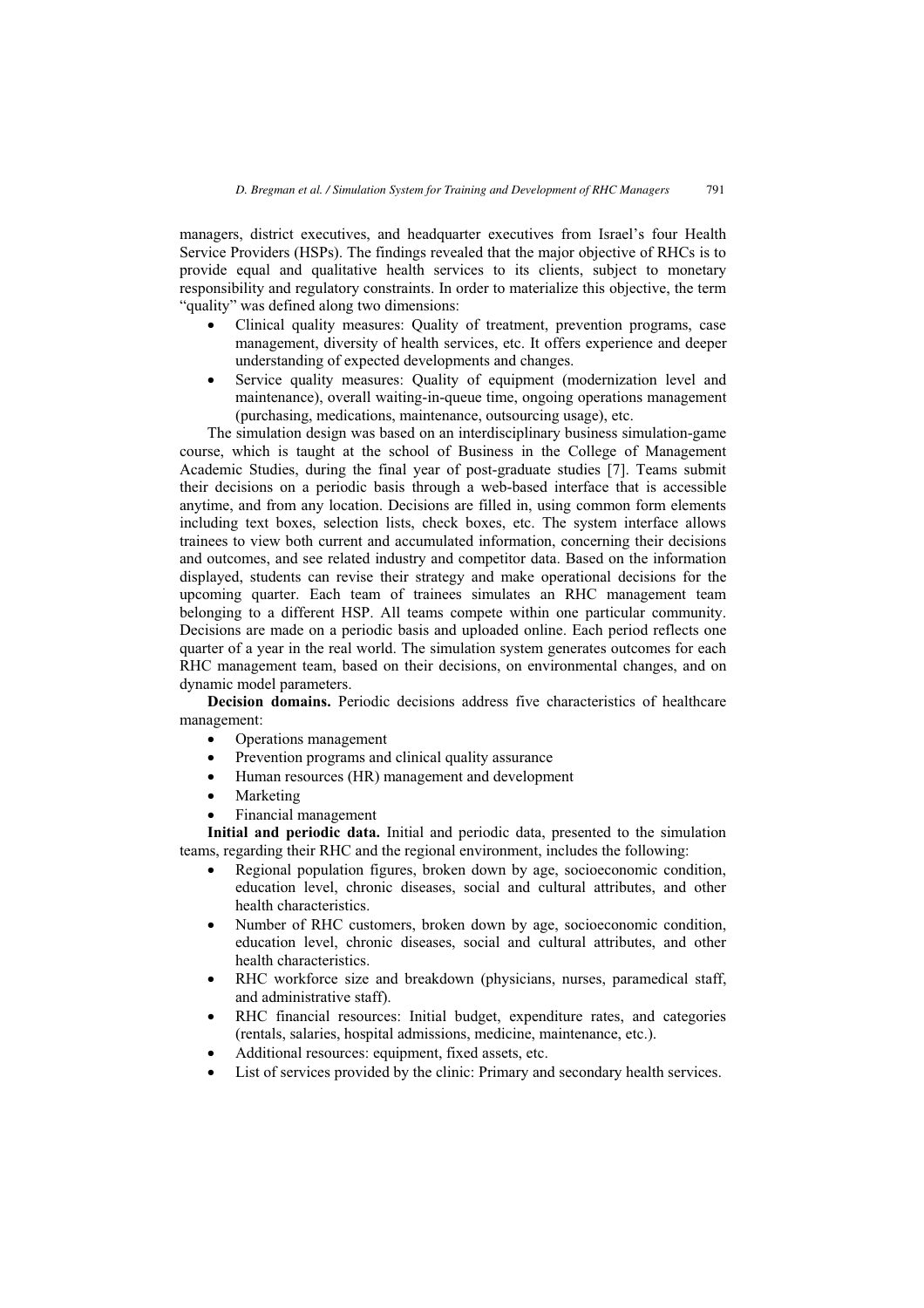managers, district executives, and headquarter executives from Israel's four Health Service Providers (HSPs). The findings revealed that the major objective of RHCs is to provide equal and qualitative health services to its clients, subject to monetary responsibility and regulatory constraints. In order to materialize this objective, the term "quality" was defined along two dimensions:

- Clinical quality measures: Quality of treatment, prevention programs, case management, diversity of health services, etc. It offers experience and deeper understanding of expected developments and changes.
- Service quality measures: Quality of equipment (modernization level and maintenance), overall waiting-in-queue time, ongoing operations management (purchasing, medications, maintenance, outsourcing usage), etc.

The simulation design was based on an interdisciplinary business simulation-game course, which is taught at the school of Business in the College of Management Academic Studies, during the final year of post-graduate studies [7]. Teams submit their decisions on a periodic basis through a web-based interface that is accessible anytime, and from any location. Decisions are filled in, using common form elements including text boxes, selection lists, check boxes, etc. The system interface allows trainees to view both current and accumulated information, concerning their decisions and outcomes, and see related industry and competitor data. Based on the information displayed, students can revise their strategy and make operational decisions for the upcoming quarter. Each team of trainees simulates an RHC management team belonging to a different HSP. All teams compete within one particular community. Decisions are made on a periodic basis and uploaded online. Each period reflects one quarter of a year in the real world. The simulation system generates outcomes for each RHC management team, based on their decisions, on environmental changes, and on dynamic model parameters.

**Decision domains.** Periodic decisions address five characteristics of healthcare management:

- Operations management
- Prevention programs and clinical quality assurance
- Human resources (HR) management and development
- Marketing
- Financial management

**Initial and periodic data.** Initial and periodic data, presented to the simulation teams, regarding their RHC and the regional environment, includes the following:

- Regional population figures, broken down by age, socioeconomic condition, education level, chronic diseases, social and cultural attributes, and other health characteristics.
- Number of RHC customers, broken down by age, socioeconomic condition, education level, chronic diseases, social and cultural attributes, and other health characteristics.
- RHC workforce size and breakdown (physicians, nurses, paramedical staff, and administrative staff).
- RHC financial resources: Initial budget, expenditure rates, and categories (rentals, salaries, hospital admissions, medicine, maintenance, etc.).
- Additional resources: equipment, fixed assets, etc.
- List of services provided by the clinic: Primary and secondary health services.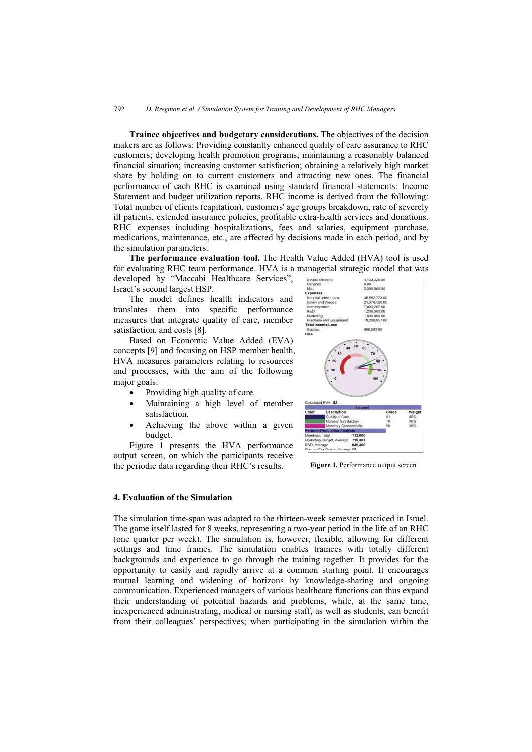**Trainee objectives and budgetary considerations.** The objectives of the decision makers are as follows: Providing constantly enhanced quality of care assurance to RHC customers; developing health promotion programs; maintaining a reasonably balanced financial situation; increasing customer satisfaction; obtaining a relatively high market share by holding on to current customers and attracting new ones. The financial performance of each RHC is examined using standard financial statements: Income Statement and budget utilization reports. RHC income is derived from the following: Total number of clients (capitation), customers' age groups breakdown, rate of severely ill patients, extended insurance policies, profitable extra-health services and donations. RHC expenses including hospitalizations, fees and salaries, equipment purchase, medications, maintenance, etc., are affected by decisions made in each period, and by the simulation parameters.

**The performance evaluation tool.** The Health Value Added (HVA) tool is used for evaluating RHC team performance. HVA is a managerial strategic model that was developed by "Maccabi Healthcare Services", Israel's second largest HSP.

The model defines health indicators and translates them into specific performance measures that integrate quality of care, member satisfaction, and costs [8].

Based on Economic Value Added (EVA) concepts [9] and focusing on HSP member health, HVA measures parameters relating to resources and processes, with the aim of the following major goals:

- Providing high quality of care.
- Maintaining a high level of member satisfaction.
- Achieving the above within a given budget.

Figure 1 presents the HVA performance output screen, on which the participants receive the periodic data regarding their RHC's results.

**Figure 1.** Performance output screen

## 4. Evaluation of the Simulation

The simulation time-span was adapted to the thirteen-week semester practiced in Israel. The game itself lasted for 8 weeks, representing a two-year period in the life of an RHC (one quarter per week). The simulation is, however, flexible, allowing for different settings and time frames. The simulation enables trainees with totally different backgrounds and experience to go through the training together. It provides for the opportunity to easily and rapidly arrive at a common starting point. It encourages mutual learning and widening of horizons by knowledge-sharing and ongoing communication. Experienced managers of various healthcare functions can thus expand their understanding of potential hazards and problems, while, at the same time, inexperienced administrating, medical or nursing staff, as well as students, can benefit from their colleagues' perspectives; when participating in the simulation within the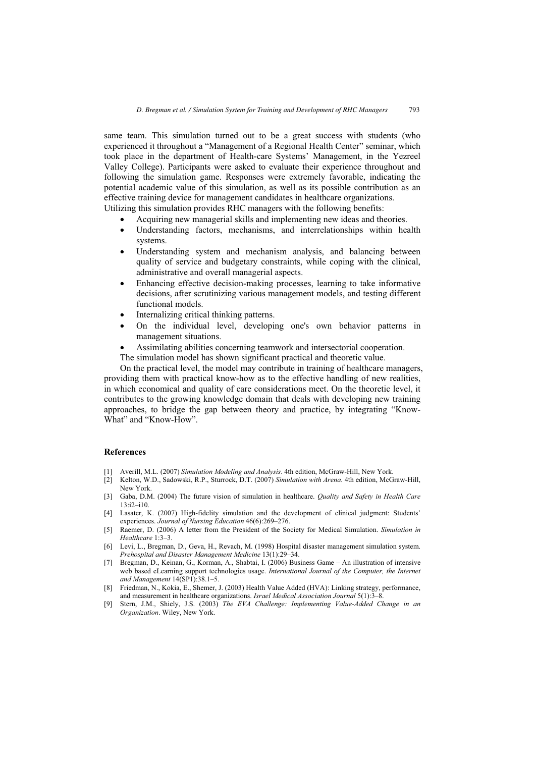same team. This simulation turned out to be a great success with students (who experienced it throughout a "Management of a Regional Health Center" seminar, which took place in the department of Health-care Systems' Management, in the Yezreel Valley College). Participants were asked to evaluate their experience throughout and following the simulation game. Responses were extremely favorable, indicating the potential academic value of this simulation, as well as its possible contribution as an effective training device for management candidates in healthcare organizations.
Utilizing this simulation provides RHC managers with the following benefits:

- Acquiring new managerial skills and implementing new ideas and theories.
- Understanding factors, mechanisms, and interrelationships within health systems.
- Understanding system and mechanism analysis, and balancing between quality of service and budgetary constraints, while coping with the clinical, administrative and overall managerial aspects.
- Enhancing effective decision-making processes, learning to take informative decisions, after scrutinizing various management models, and testing different functional models.
- Internalizing critical thinking patterns.
- On the individual level, developing one's own behavior patterns in management situations.
- Assimilating abilities concerning teamwork and intersectorial cooperation.

The simulation model has shown significant practical and theoretic value.

On the practical level, the model may contribute in training of healthcare managers, providing them with practical know-how as to the effective handling of new realities, in which economical and quality of care considerations meet. On the theoretic level, it contributes to the growing knowledge domain that deals with developing new training approaches, to bridge the gap between theory and practice, by integrating "Know-What" and "Know-How".

## References

[1] Averill, M.L. (2007) *Simulation Modeling and Analysis*. 4th edition, McGraw-Hill, New York.

[2] Kelton, W.D., Sadowski, R.P., Sturrock, D.T. (2007) *Simulation with Arena*. 4th edition, McGraw-Hill, New York.

[3] Gaba, D.M. (2004) The future vision of simulation in healthcare. *Quality and Safety in Health Care* 13:i2–i10.

[4] Lasater, K. (2007) High-fidelity simulation and the development of clinical judgment: Students' experiences. *Journal of Nursing Education* 46(6):269–276.

[5] Raemer, D. (2006) A letter from the President of the Society for Medical Simulation. *Simulation in Healthcare* 1:3–3.

[6] Levi, L., Bregman, D., Geva, H., Revach, M. (1998) Hospital disaster management simulation system. *Prehospital and Disaster Management Medicine* 13(1):29–34.

[7] Bregman, D., Keinan, G., Korman, A., Shabtai, I. (2006) Business Game – An illustration of intensive web based eLearning support technologies usage. *International Journal of the Computer, the Internet and Management* 14(SP1):38.1–5.

[8] Friedman, N., Kokia, E., Shemer, J. (2003) Health Value Added (HVA): Linking strategy, performance, and measurement in healthcare organizations. *Israel Medical Association Journal* 5(1):3–8.

[9] Stern, J.M., Shiely, J.S. (2003) *The EVA Challenge: Implementing Value-Added Change in an Organization*. Wiley, New York.